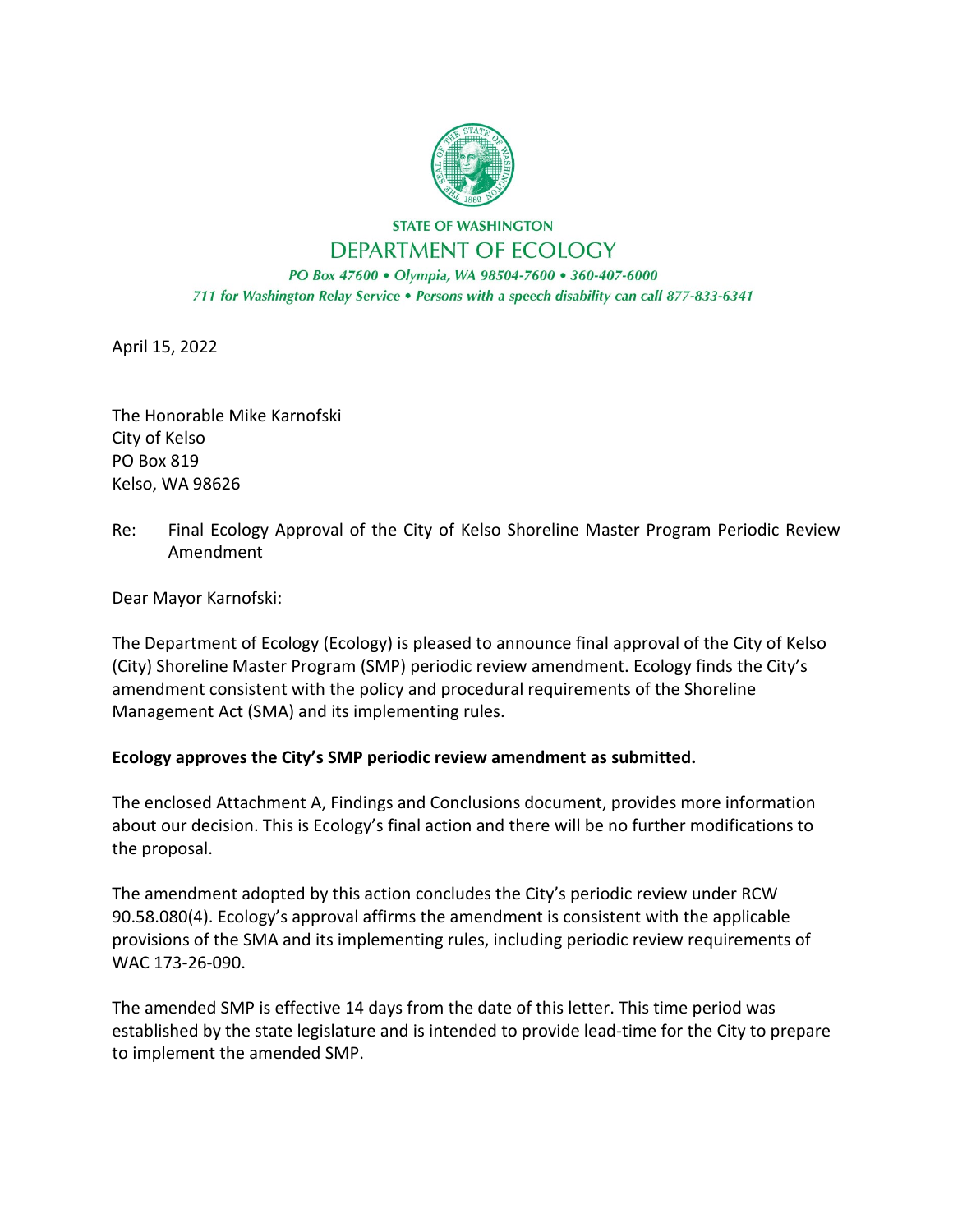STATE OF WASHINGTON

DEPARTMENT OF ECOLOGY

*PO Box 47600 • Olympia, WA 98504-7600 • 360-407-6000*

*711 for Washington Relay Service • Persons with a speech disability can call 877-833-6341*

April 15, 2022

The Honorable Mike Karnofski
City of Kelso
PO Box 819
Kelso, WA 98626

Re: Final Ecology Approval of the City of Kelso Shoreline Master Program Periodic Review Amendment

Dear Mayor Karnofski:

The Department of Ecology (Ecology) is pleased to announce final approval of the City of Kelso (City) Shoreline Master Program (SMP) periodic review amendment. Ecology finds the City's amendment consistent with the policy and procedural requirements of the Shoreline Management Act (SMA) and its implementing rules.

**Ecology approves the City's SMP periodic review amendment as submitted.**

The enclosed Attachment A, Findings and Conclusions document, provides more information about our decision. This is Ecology's final action and there will be no further modifications to the proposal.

The amendment adopted by this action concludes the City's periodic review under RCW 90.58.080(4). Ecology's approval affirms the amendment is consistent with the applicable provisions of the SMA and its implementing rules, including periodic review requirements of WAC 173-26-090.

The amended SMP is effective 14 days from the date of this letter. This time period was established by the state legislature and is intended to provide lead-time for the City to prepare to implement the amended SMP.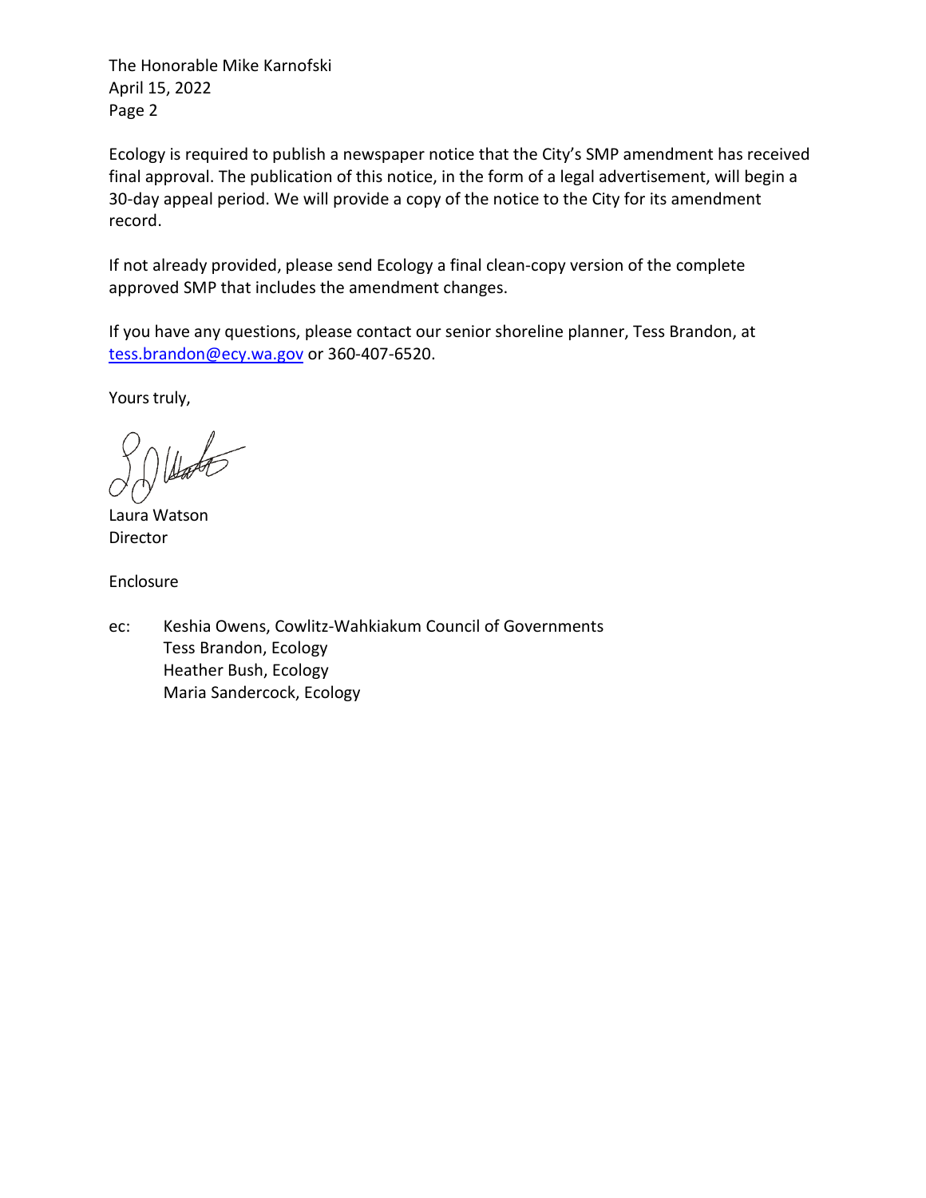Ecology is required to publish a newspaper notice that the City's SMP amendment has received final approval. The publication of this notice, in the form of a legal advertisement, will begin a 30-day appeal period. We will provide a copy of the notice to the City for its amendment record.

If not already provided, please send Ecology a final clean-copy version of the complete approved SMP that includes the amendment changes.

If you have any questions, please contact our senior shoreline planner, Tess Brandon, at tess.brandon@ecy.wa.gov or 360-407-6520.

Yours truly,

Laura Watson
Director

Enclosure

ec: Keshia Owens, Cowlitz-Wahkiakum Council of Governments
Tess Brandon, Ecology
Heather Bush, Ecology
Maria Sandercock, Ecology